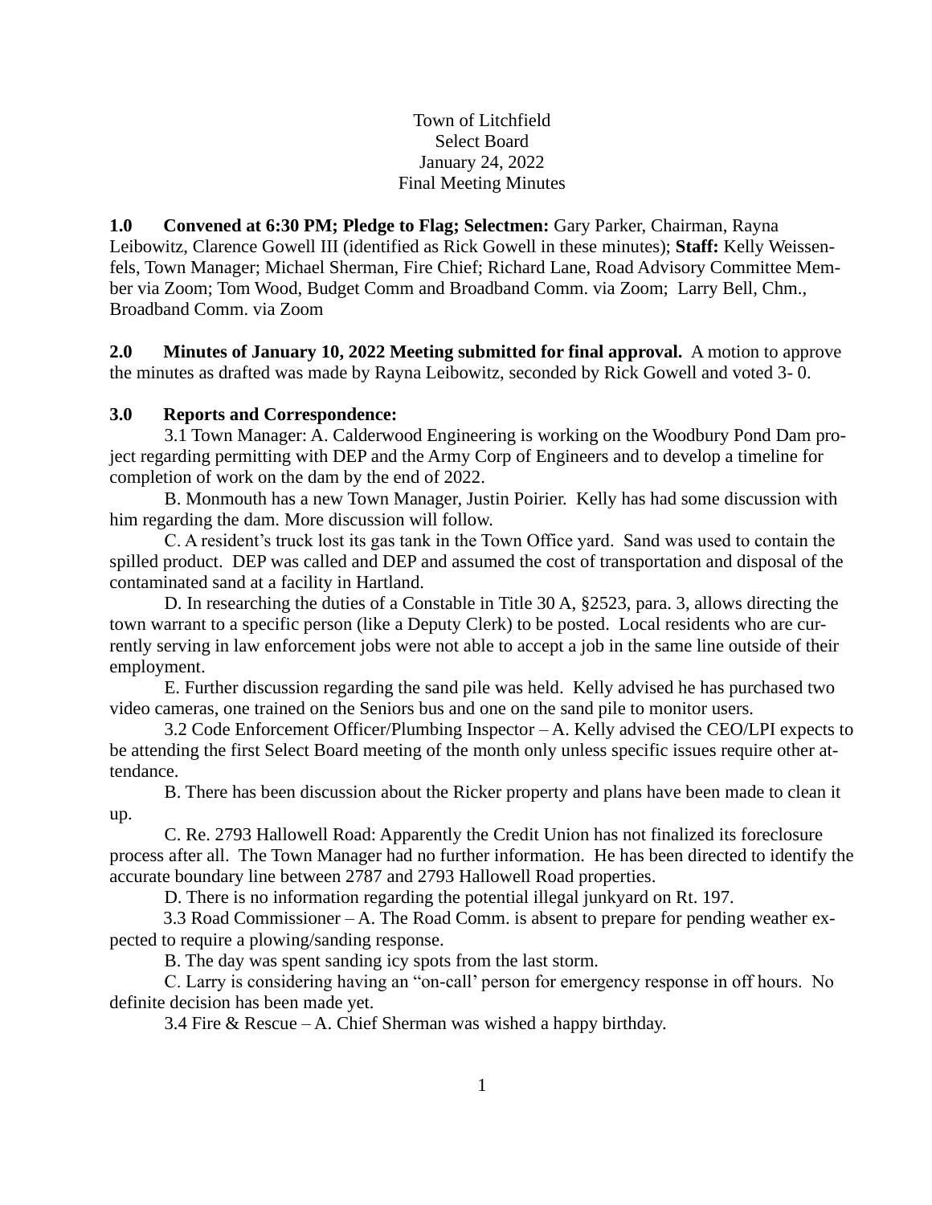Town of Litchfield
Select Board
January 24, 2022
Final Meeting Minutes

**1.0 Convened at 6:30 PM; Pledge to Flag; Selectmen:** Gary Parker, Chairman, Rayna Leibowitz, Clarence Gowell III (identified as Rick Gowell in these minutes); **Staff:** Kelly Weissenfels, Town Manager; Michael Sherman, Fire Chief; Richard Lane, Road Advisory Committee Member via Zoom; Tom Wood, Budget Comm and Broadband Comm. via Zoom; Larry Bell, Chm., Broadband Comm. via Zoom

**2.0 Minutes of January 10, 2022 Meeting submitted for final approval.** A motion to approve the minutes as drafted was made by Rayna Leibowitz, seconded by Rick Gowell and voted 3- 0.

**3.0 Reports and Correspondence:**

3.1 Town Manager: A. Calderwood Engineering is working on the Woodbury Pond Dam project regarding permitting with DEP and the Army Corp of Engineers and to develop a timeline for completion of work on the dam by the end of 2022.

B. Monmouth has a new Town Manager, Justin Poirier. Kelly has had some discussion with him regarding the dam. More discussion will follow.

C. A resident's truck lost its gas tank in the Town Office yard. Sand was used to contain the spilled product. DEP was called and DEP and assumed the cost of transportation and disposal of the contaminated sand at a facility in Hartland.

D. In researching the duties of a Constable in Title 30 A, §2523, para. 3, allows directing the town warrant to a specific person (like a Deputy Clerk) to be posted. Local residents who are currently serving in law enforcement jobs were not able to accept a job in the same line outside of their employment.

E. Further discussion regarding the sand pile was held. Kelly advised he has purchased two video cameras, one trained on the Seniors bus and one on the sand pile to monitor users.

3.2 Code Enforcement Officer/Plumbing Inspector – A. Kelly advised the CEO/LPI expects to be attending the first Select Board meeting of the month only unless specific issues require other attendance.

B. There has been discussion about the Ricker property and plans have been made to clean it up.

C. Re. 2793 Hallowell Road: Apparently the Credit Union has not finalized its foreclosure process after all. The Town Manager had no further information. He has been directed to identify the accurate boundary line between 2787 and 2793 Hallowell Road properties.

D. There is no information regarding the potential illegal junkyard on Rt. 197.

3.3 Road Commissioner – A. The Road Comm. is absent to prepare for pending weather expected to require a plowing/sanding response.

B. The day was spent sanding icy spots from the last storm.

C. Larry is considering having an "on-call' person for emergency response in off hours. No definite decision has been made yet.

3.4 Fire & Rescue – A. Chief Sherman was wished a happy birthday.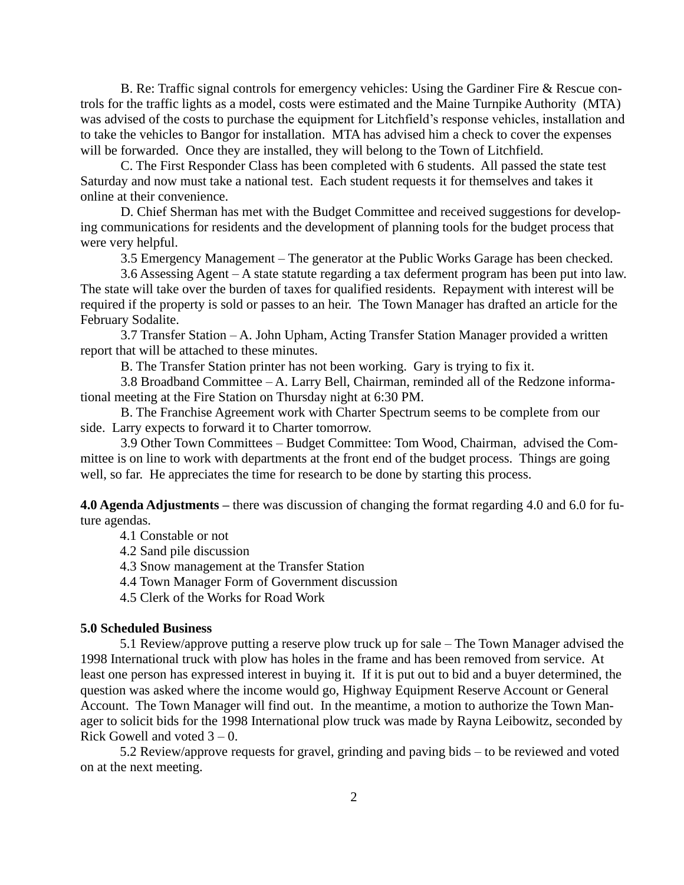B. Re: Traffic signal controls for emergency vehicles: Using the Gardiner Fire & Rescue controls for the traffic lights as a model, costs were estimated and the Maine Turnpike Authority (MTA) was advised of the costs to purchase the equipment for Litchfield's response vehicles, installation and to take the vehicles to Bangor for installation. MTA has advised him a check to cover the expenses will be forwarded. Once they are installed, they will belong to the Town of Litchfield.

C. The First Responder Class has been completed with 6 students. All passed the state test Saturday and now must take a national test. Each student requests it for themselves and takes it online at their convenience.

D. Chief Sherman has met with the Budget Committee and received suggestions for developing communications for residents and the development of planning tools for the budget process that were very helpful.

3.5 Emergency Management – The generator at the Public Works Garage has been checked.

3.6 Assessing Agent – A state statute regarding a tax deferment program has been put into law. The state will take over the burden of taxes for qualified residents. Repayment with interest will be required if the property is sold or passes to an heir. The Town Manager has drafted an article for the February Sodalite.

3.7 Transfer Station – A. John Upham, Acting Transfer Station Manager provided a written report that will be attached to these minutes.

B. The Transfer Station printer has not been working. Gary is trying to fix it.

3.8 Broadband Committee – A. Larry Bell, Chairman, reminded all of the Redzone informational meeting at the Fire Station on Thursday night at 6:30 PM.

B. The Franchise Agreement work with Charter Spectrum seems to be complete from our side. Larry expects to forward it to Charter tomorrow.

3.9 Other Town Committees – Budget Committee: Tom Wood, Chairman, advised the Committee is on line to work with departments at the front end of the budget process. Things are going well, so far. He appreciates the time for research to be done by starting this process.

**4.0 Agenda Adjustments –** there was discussion of changing the format regarding 4.0 and 6.0 for future agendas.

4.1 Constable or not

4.2 Sand pile discussion

4.3 Snow management at the Transfer Station

4.4 Town Manager Form of Government discussion

4.5 Clerk of the Works for Road Work

**5.0 Scheduled Business**

5.1 Review/approve putting a reserve plow truck up for sale – The Town Manager advised the 1998 International truck with plow has holes in the frame and has been removed from service. At least one person has expressed interest in buying it. If it is put out to bid and a buyer determined, the question was asked where the income would go, Highway Equipment Reserve Account or General Account. The Town Manager will find out. In the meantime, a motion to authorize the Town Manager to solicit bids for the 1998 International plow truck was made by Rayna Leibowitz, seconded by Rick Gowell and voted 3 – 0.

5.2 Review/approve requests for gravel, grinding and paving bids – to be reviewed and voted on at the next meeting.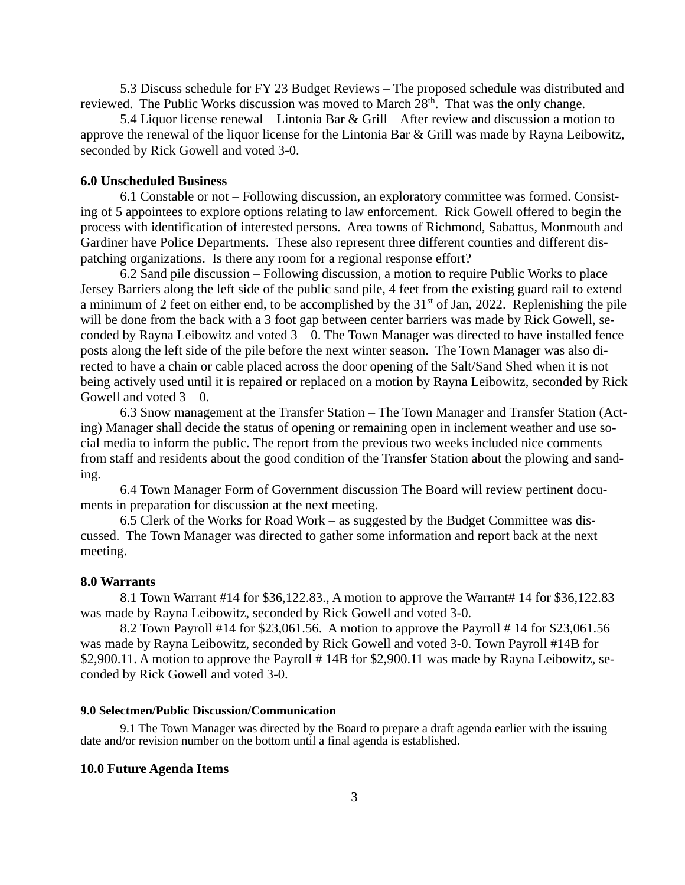5.3 Discuss schedule for FY 23 Budget Reviews – The proposed schedule was distributed and reviewed. The Public Works discussion was moved to March 28th. That was the only change.

5.4 Liquor license renewal – Lintonia Bar & Grill – After review and discussion a motion to approve the renewal of the liquor license for the Lintonia Bar & Grill was made by Rayna Leibowitz, seconded by Rick Gowell and voted 3-0.

**6.0 Unscheduled Business**

6.1 Constable or not – Following discussion, an exploratory committee was formed. Consisting of 5 appointees to explore options relating to law enforcement. Rick Gowell offered to begin the process with identification of interested persons. Area towns of Richmond, Sabattus, Monmouth and Gardiner have Police Departments. These also represent three different counties and different dispatching organizations. Is there any room for a regional response effort?

6.2 Sand pile discussion – Following discussion, a motion to require Public Works to place Jersey Barriers along the left side of the public sand pile, 4 feet from the existing guard rail to extend a minimum of 2 feet on either end, to be accomplished by the 31st of Jan, 2022. Replenishing the pile will be done from the back with a 3 foot gap between center barriers was made by Rick Gowell, seconded by Rayna Leibowitz and voted 3 – 0. The Town Manager was directed to have installed fence posts along the left side of the pile before the next winter season. The Town Manager was also directed to have a chain or cable placed across the door opening of the Salt/Sand Shed when it is not being actively used until it is repaired or replaced on a motion by Rayna Leibowitz, seconded by Rick Gowell and voted 3 – 0.

6.3 Snow management at the Transfer Station – The Town Manager and Transfer Station (Acting) Manager shall decide the status of opening or remaining open in inclement weather and use social media to inform the public. The report from the previous two weeks included nice comments from staff and residents about the good condition of the Transfer Station about the plowing and sanding.

6.4 Town Manager Form of Government discussion The Board will review pertinent documents in preparation for discussion at the next meeting.

6.5 Clerk of the Works for Road Work – as suggested by the Budget Committee was discussed. The Town Manager was directed to gather some information and report back at the next meeting.

**8.0 Warrants**

8.1 Town Warrant #14 for $36,122.83., A motion to approve the Warrant# 14 for $36,122.83 was made by Rayna Leibowitz, seconded by Rick Gowell and voted 3-0.

8.2 Town Payroll #14 for $23,061.56. A motion to approve the Payroll # 14 for $23,061.56 was made by Rayna Leibowitz, seconded by Rick Gowell and voted 3-0. Town Payroll #14B for $2,900.11. A motion to approve the Payroll # 14B for $2,900.11 was made by Rayna Leibowitz, seconded by Rick Gowell and voted 3-0.

**9.0 Selectmen/Public Discussion/Communication**

9.1 The Town Manager was directed by the Board to prepare a draft agenda earlier with the issuing date and/or revision number on the bottom until a final agenda is established.

**10.0 Future Agenda Items**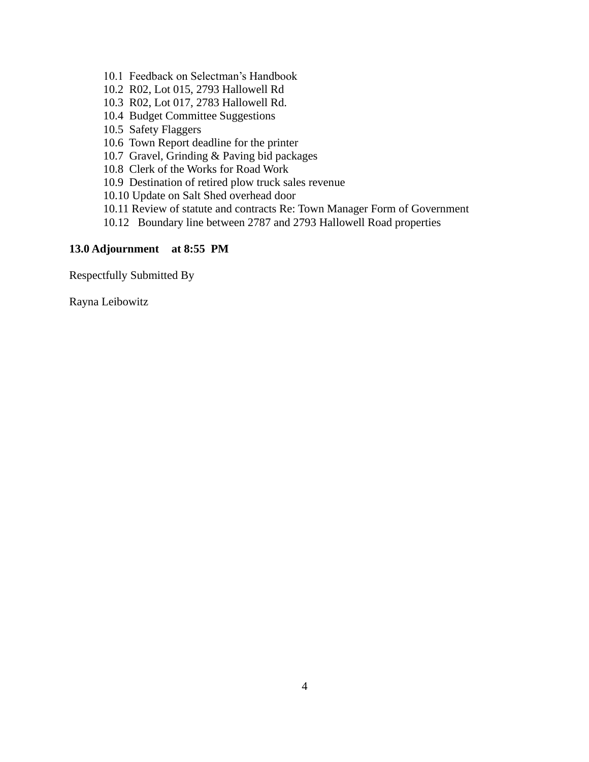- 10.1 Feedback on Selectman's Handbook
- 10.2 R02, Lot 015, 2793 Hallowell Rd
- 10.3 R02, Lot 017, 2783 Hallowell Rd.
- 10.4 Budget Committee Suggestions
- 10.5 Safety Flaggers
- 10.6 Town Report deadline for the printer
- 10.7 Gravel, Grinding & Paving bid packages
- 10.8 Clerk of the Works for Road Work
- 10.9 Destination of retired plow truck sales revenue
- 10.10 Update on Salt Shed overhead door
- 10.11 Review of statute and contracts Re: Town Manager Form of Government
- 10.12 Boundary line between 2787 and 2793 Hallowell Road properties

**13.0 Adjournment at 8:55 PM**

Respectfully Submitted By

Rayna Leibowitz